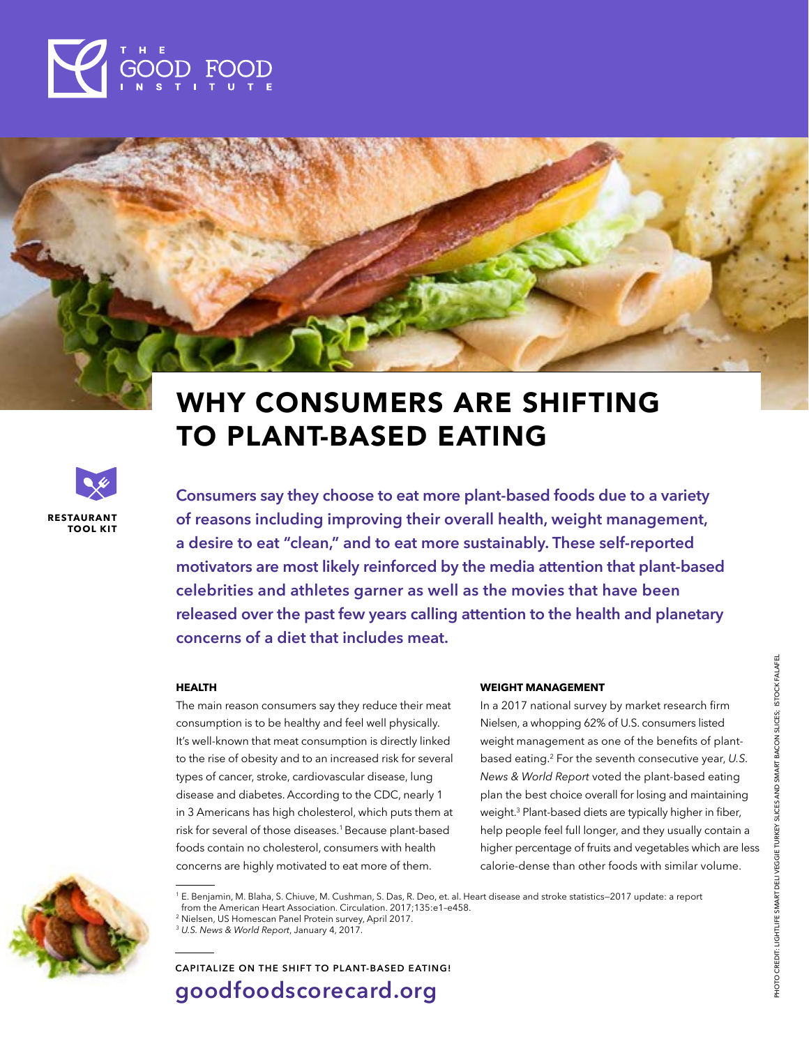# WHY CONSUMERS ARE SHIFTING TO PLANT-BASED EATING

RESTAURANT TOOL KIT

**Consumers say they choose to eat more plant-based foods due to a variety of reasons including improving their overall health, weight management, a desire to eat "clean," and to eat more sustainably. These self-reported motivators are most likely reinforced by the media attention that plant-based celebrities and athletes garner as well as the movies that have been released over the past few years calling attention to the health and planetary concerns of a diet that includes meat.**

### HEALTH

The main reason consumers say they reduce their meat consumption is to be healthy and feel well physically. It's well-known that meat consumption is directly linked to the rise of obesity and to an increased risk for several types of cancer, stroke, cardiovascular disease, lung disease and diabetes. According to the CDC, nearly 1 in 3 Americans has high cholesterol, which puts them at risk for several of those diseases.[1] Because plant-based foods contain no cholesterol, consumers with health concerns are highly motivated to eat more of them.

### WEIGHT MANAGEMENT

In a 2017 national survey by market research firm Nielsen, a whopping 62% of U.S. consumers listed weight management as one of the benefits of plant-based eating.[2] For the seventh consecutive year, *U.S. News & World Report* voted the plant-based eating plan the best choice overall for losing and maintaining weight.[3] Plant-based diets are typically higher in fiber, help people feel full longer, and they usually contain a higher percentage of fruits and vegetables which are less calorie-dense than other foods with similar volume.

---

[1] E. Benjamin, M. Blaha, S. Chiuve, M. Cushman, S. Das, R. Deo, et. al. Heart disease and stroke statistics—2017 update: a report from the American Heart Association. Circulation. 2017;135:e1–e458.
[2] Nielsen, US Homescan Panel Protein survey, April 2017.
[3] *U.S. News & World Report*, January 4, 2017.

CAPITALIZE ON THE SHIFT TO PLANT-BASED EATING!

**goodfoodscorecard.org**

PHOTO CREDIT: LIGHTLIFE SMART DELI VEGGIE TURKEY SLICES AND SMART BACON SLICES; ISTOCK FALAFEL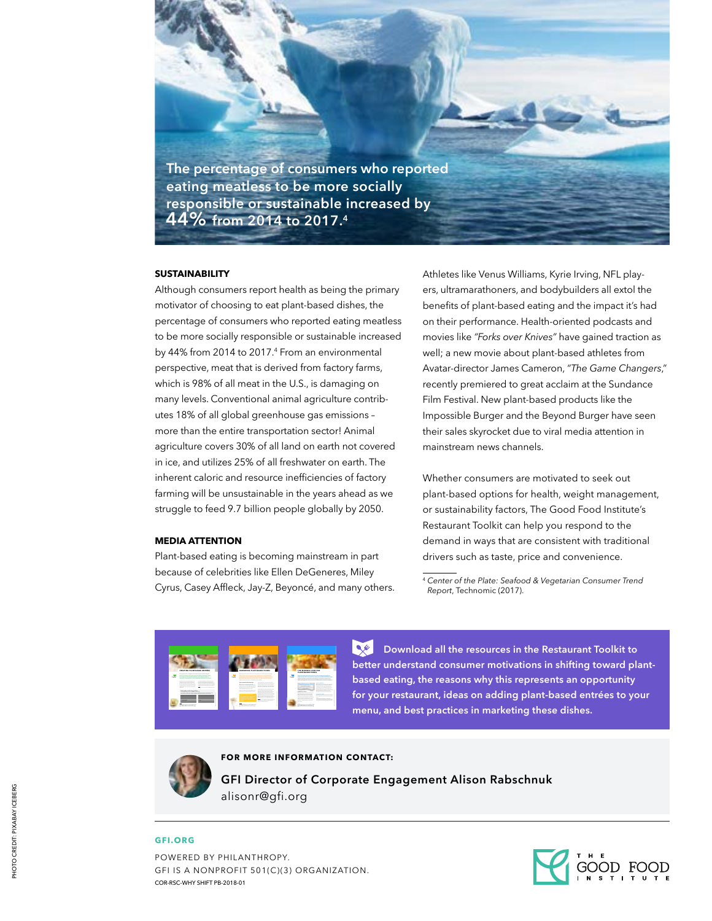The percentage of consumers who reported eating meatless to be more socially responsible or sustainable increased by **44%** from 2014 to 2017.[4]

## SUSTAINABILITY

Although consumers report health as being the primary motivator of choosing to eat plant-based dishes, the percentage of consumers who reported eating meatless to be more socially responsible or sustainable increased by 44% from 2014 to 2017.[4] From an environmental perspective, meat that is derived from factory farms, which is 98% of all meat in the U.S., is damaging on many levels. Conventional animal agriculture contributes 18% of all global greenhouse gas emissions – more than the entire transportation sector! Animal agriculture covers 30% of all land on earth not covered in ice, and utilizes 25% of all freshwater on earth. The inherent caloric and resource inefficiencies of factory farming will be unsustainable in the years ahead as we struggle to feed 9.7 billion people globally by 2050.

## MEDIA ATTENTION

Plant-based eating is becoming mainstream in part because of celebrities like Ellen DeGeneres, Miley Cyrus, Casey Affleck, Jay-Z, Beyoncé, and many others. Athletes like Venus Williams, Kyrie Irving, NFL players, ultramarathoners, and bodybuilders all extol the benefits of plant-based eating and the impact it's had on their performance. Health-oriented podcasts and movies like *"Forks over Knives"* have gained traction as well; a new movie about plant-based athletes from Avatar-director James Cameron, *"The Game Changers*," recently premiered to great acclaim at the Sundance Film Festival. New plant-based products like the Impossible Burger and the Beyond Burger have seen their sales skyrocket due to viral media attention in mainstream news channels.

Whether consumers are motivated to seek out plant-based options for health, weight management, or sustainability factors, The Good Food Institute's Restaurant Toolkit can help you respond to the demand in ways that are consistent with traditional drivers such as taste, price and convenience.

[4] *Center of the Plate: Seafood & Vegetarian Consumer Trend Report*, Technomic (2017).

**Download all the resources in the Restaurant Toolkit to better understand consumer motivations in shifting toward plant-based eating, the reasons why this represents an opportunity for your restaurant, ideas on adding plant-based entrées to your menu, and best practices in marketing these dishes.**

**FOR MORE INFORMATION CONTACT:**

**GFI Director of Corporate Engagement Alison Rabschnuk**
alisonr@gfi.org

**GFI.ORG**

POWERED BY PHILANTHROPY.
GFI IS A NONPROFIT 501(C)(3) ORGANIZATION.
COR-RSC-WHY SHIFT PB-2018-01

THE GOOD FOOD INSTITUTE

PHOTO CREDIT: PIXABAY ICEBERG